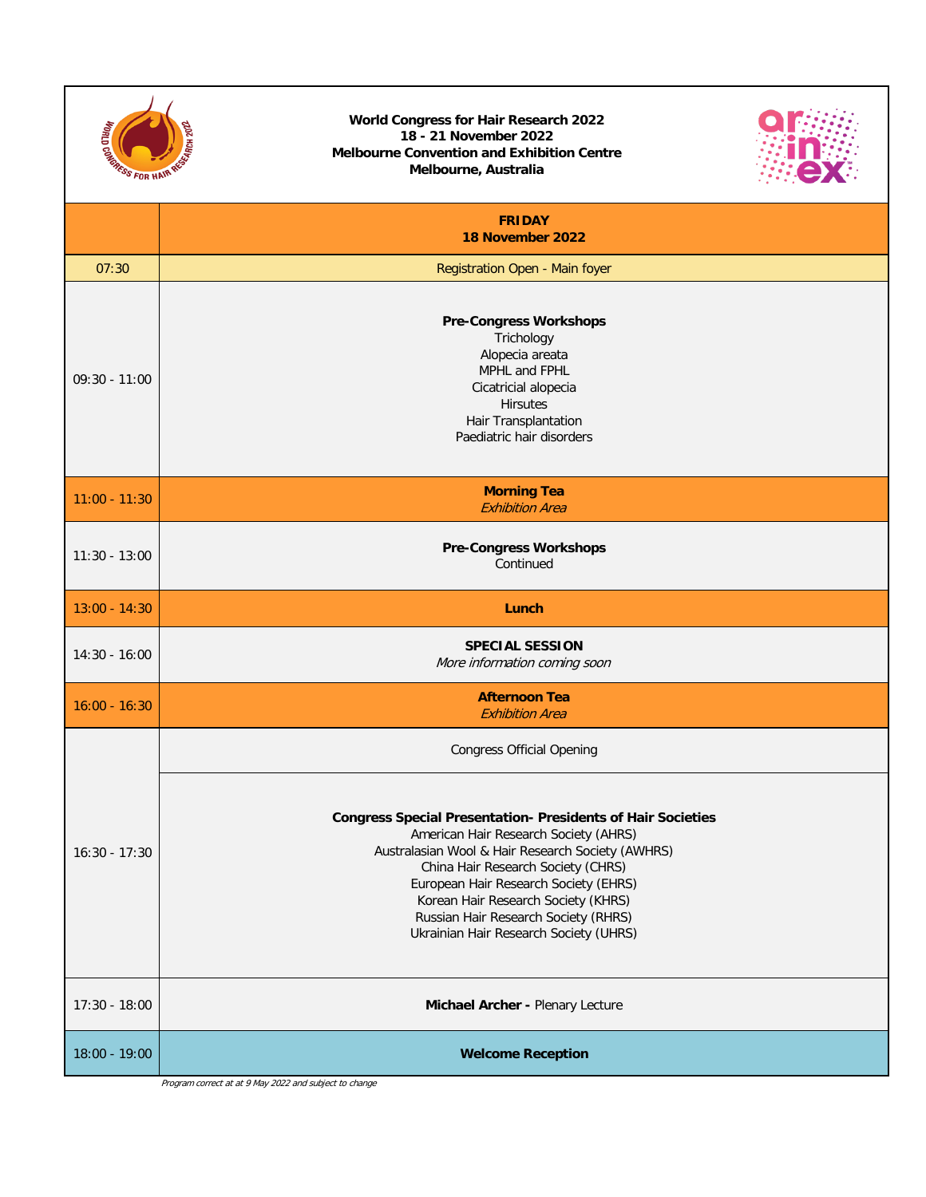**World Congress for Hair Research 2022**
**18 - 21 November 2022**
**Melbourne Convention and Exhibition Centre**
**Melbourne, Australia**

| | **FRIDAY 18 November 2022** |
|---|---|
| 07:30 | Registration Open - Main foyer |
| 09:30 - 11:00 | **Pre-Congress Workshops**<br>Trichology<br>Alopecia areata<br>MPHL and FPHL<br>Cicatricial alopecia<br>Hirsutes<br>Hair Transplantation<br>Paediatric hair disorders |
| 11:00 - 11:30 | **Morning Tea**<br>*Exhibition Area* |
| 11:30 - 13:00 | **Pre-Congress Workshops**<br>Continued |
| 13:00 - 14:30 | **Lunch** |
| 14:30 - 16:00 | **SPECIAL SESSION**<br>*More information coming soon* |
| 16:00 - 16:30 | **Afternoon Tea**<br>*Exhibition Area* |
| 16:30 - 17:30 | Congress Official Opening |
| | **Congress Special Presentation- Presidents of Hair Societies**<br>American Hair Research Society (AHRS)<br>Australasian Wool & Hair Research Society (AWHRS)<br>China Hair Research Society (CHRS)<br>European Hair Research Society (EHRS)<br>Korean Hair Research Society (KHRS)<br>Russian Hair Research Society (RHRS)<br>Ukrainian Hair Research Society (UHRS) |
| 17:30 - 18:00 | **Michael Archer -** Plenary Lecture |
| 18:00 - 19:00 | **Welcome Reception** |

*Program correct at at 9 May 2022 and subject to change*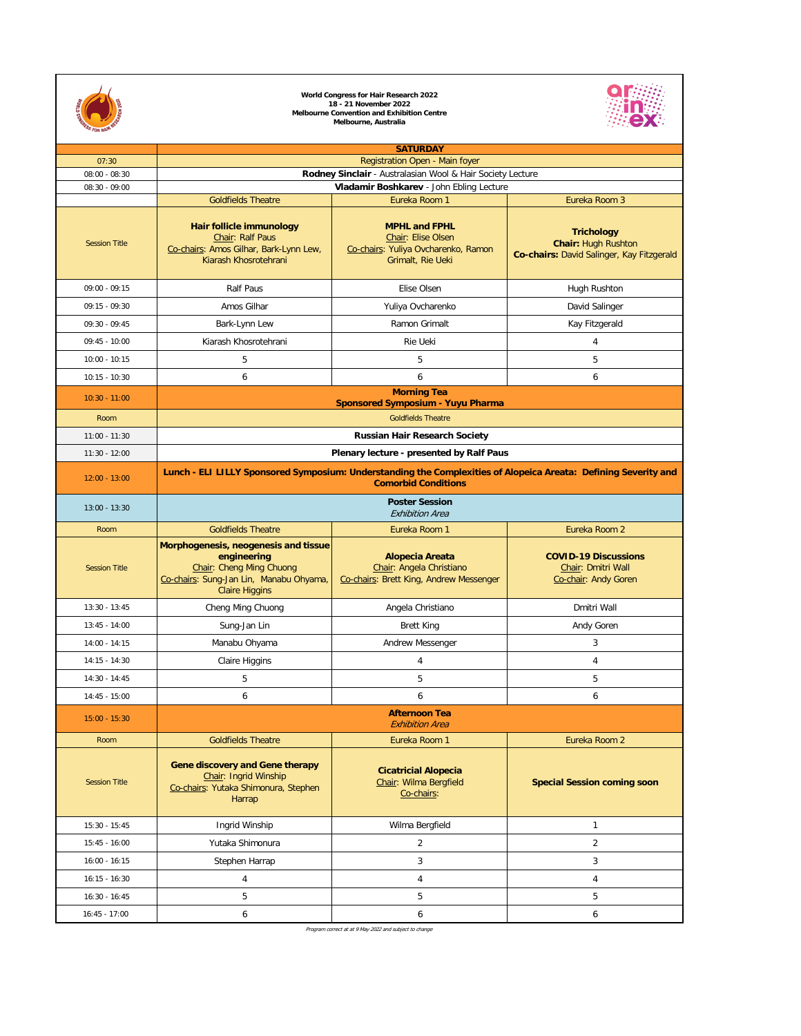**World Congress for Hair Research 2022**
**18 - 21 November 2022**
**Melbourne Convention and Exhibition Centre**
**Melbourne, Australia**

| | **SATURDAY** | | |
|---|---|---|---|
| 07:30 | Registration Open - Main foyer | | |
| 08:00 - 08:30 | **Rodney Sinclair** - Australasian Wool & Hair Society Lecture | | |
| 08:30 - 09:00 | **Vladamir Boshkarev** - John Ebling Lecture | | |
| | Goldfields Theatre | Eureka Room 1 | Eureka Room 3 |
| Session Title | **Hair follicle immunology** Chair: Ralf Paus Co-chairs: Amos Gilhar, Bark-Lynn Lew, Kiarash Khosrotehrani | **MPHL and FPHL** Chair: Elise Olsen Co-chairs: Yuliya Ovcharenko, Ramon Grimalt, Rie Ueki | **Trichology** **Chair:** Hugh Rushton **Co-chairs:** David Salinger, Kay Fitzgerald |
| 09:00 - 09:15 | Ralf Paus | Elise Olsen | Hugh Rushton |
| 09:15 - 09:30 | Amos Gilhar | Yuliya Ovcharenko | David Salinger |
| 09:30 - 09:45 | Bark-Lynn Lew | Ramon Grimalt | Kay Fitzgerald |
| 09:45 - 10:00 | Kiarash Khosrotehrani | Rie Ueki | 4 |
| 10:00 - 10:15 | 5 | 5 | 5 |
| 10:15 - 10:30 | 6 | 6 | 6 |
| 10:30 - 11:00 | **Morning Tea** **Sponsored Symposium - Yuyu Pharma** | | |
| Room | Goldfields Theatre | | |
| 11:00 - 11:30 | **Russian Hair Research Society** | | |
| 11:30 - 12:00 | **Plenary lecture - presented by Ralf Paus** | | |
| 12:00 - 13:00 | **Lunch - ELI LILLY Sponsored Symposium: Understanding the Complexities of Alopeica Areata: Defining Severity and Comorbid Conditions** | | |
| 13:00 - 13:30 | **Poster Session** *Exhibition Area* | | |
| Room | Goldfields Theatre | Eureka Room 1 | Eureka Room 2 |
| Session Title | **Morphogenesis, neogenesis and tissue engineering** Chair: Cheng Ming Chuong Co-chairs: Sung-Jan Lin, Manabu Ohyama, Claire Higgins | **Alopecia Areata** Chair: Angela Christiano Co-chairs: Brett King, Andrew Messenger | **COVID-19 Discussions** Chair: Dmitri Wall Co-chair: Andy Goren |
| 13:30 - 13:45 | Cheng Ming Chuong | Angela Christiano | Dmitri Wall |
| 13:45 - 14:00 | Sung-Jan Lin | Brett King | Andy Goren |
| 14:00 - 14:15 | Manabu Ohyama | Andrew Messenger | 3 |
| 14:15 - 14:30 | Claire Higgins | 4 | 4 |
| 14:30 - 14:45 | 5 | 5 | 5 |
| 14:45 - 15:00 | 6 | 6 | 6 |
| 15:00 - 15:30 | **Afternoon Tea** *Exhibition Area* | | |
| Room | Goldfields Theatre | Eureka Room 1 | Eureka Room 2 |
| Session Title | **Gene discovery and Gene therapy** Chair: Ingrid Winship Co-chairs: Yutaka Shimonura, Stephen Harrap | **Cicatricial Alopecia** Chair: Wilma Bergfield Co-chairs: | **Special Session coming soon** |
| 15:30 - 15:45 | Ingrid Winship | Wilma Bergfield | 1 |
| 15:45 - 16:00 | Yutaka Shimonura | 2 | 2 |
| 16:00 - 16:15 | Stephen Harrap | 3 | 3 |
| 16:15 - 16:30 | 4 | 4 | 4 |
| 16:30 - 16:45 | 5 | 5 | 5 |
| 16:45 - 17:00 | 6 | 6 | 6 |

*Program correct at at 9 May 2022 and subject to change*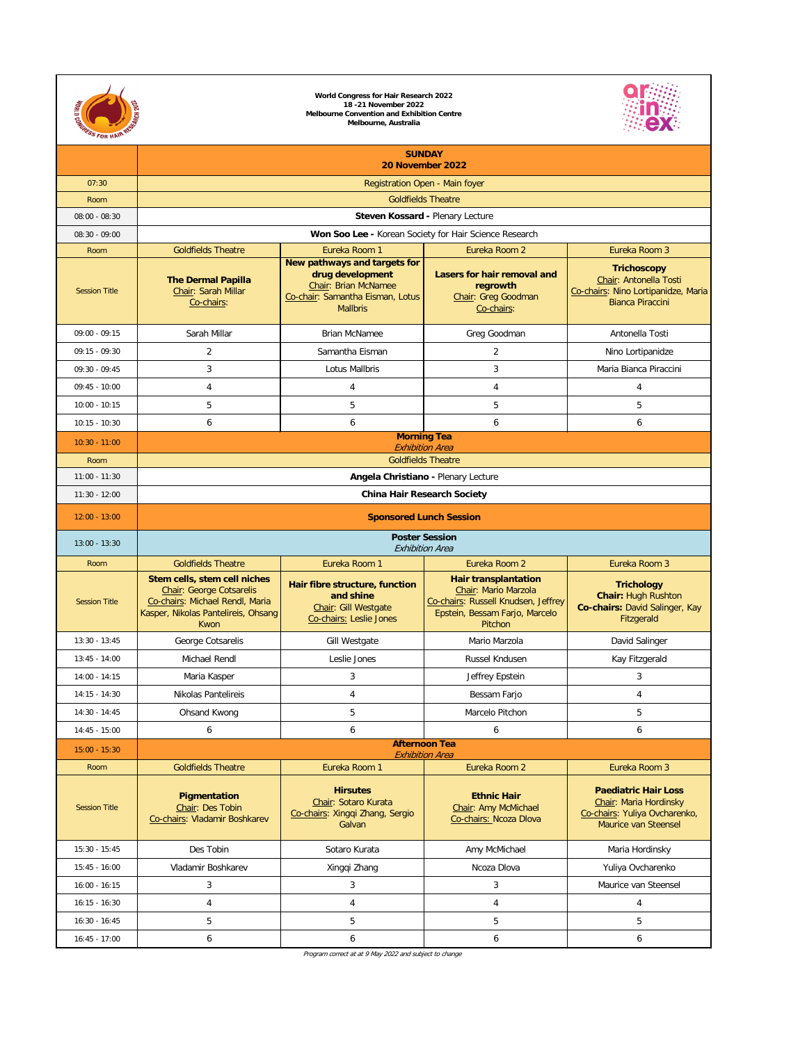**World Congress for Hair Research 2022**
**18 -21 November 2022**
**Melbourne Convention and Exhibition Centre**
**Melbourne, Australia**

| | **SUNDAY 20 November 2022** | | | |
|---|---|---|---|---|
| 07:30 | Registration Open - Main foyer | | | |
| Room | Goldfields Theatre | | | |
| 08:00 - 08:30 | **Steven Kossard -** Plenary Lecture | | | |
| 08:30 - 09:00 | **Won Soo Lee -** Korean Society for Hair Science Research | | | |
| Room | Goldfields Theatre | Eureka Room 1 | Eureka Room 2 | Eureka Room 3 |
| Session Title | **The Dermal Papilla** Chair: Sarah Millar Co-chairs: | **New pathways and targets for drug development** Chair: Brian McNamee Co-chair: Samantha Eisman, Lotus Mallbris | **Lasers for hair removal and regrowth** Chair: Greg Goodman Co-chairs: | **Trichoscopy** Chair: Antonella Tosti Co-chairs: Nino Lortipanidze, Maria Bianca Piraccini |
| 09:00 - 09:15 | Sarah Millar | Brian McNamee | Greg Goodman | Antonella Tosti |
| 09:15 - 09:30 | 2 | Samantha Eisman | 2 | Nino Lortipanidze |
| 09:30 - 09:45 | 3 | Lotus Mallbris | 3 | Maria Bianca Piraccini |
| 09:45 - 10:00 | 4 | 4 | 4 | 4 |
| 10:00 - 10:15 | 5 | 5 | 5 | 5 |
| 10:15 - 10:30 | 6 | 6 | 6 | 6 |
| 10:30 - 11:00 | **Morning Tea** *Exhibition Area* | | | |
| Room | Goldfields Theatre | | | |
| 11:00 - 11:30 | **Angela Christiano -** Plenary Lecture | | | |
| 11:30 - 12:00 | **China Hair Research Society** | | | |
| 12:00 - 13:00 | **Sponsored Lunch Session** | | | |
| 13:00 - 13:30 | **Poster Session** *Exhibition Area* | | | |
| Room | Goldfields Theatre | Eureka Room 1 | Eureka Room 2 | Eureka Room 3 |
| Session Title | **Stem cells, stem cell niches** Chair: George Cotsarelis Co-chairs: Michael Rendl, Maria Kasper, Nikolas Pantelireis, Ohsang Kwon | **Hair fibre structure, function and shine** Chair: Gill Westgate Co-chairs: Leslie Jones | **Hair transplantation** Chair: Mario Marzola Co-chairs: Russell Knudsen, Jeffrey Epstein, Bessam Farjo, Marcelo Pitchon | **Trichology** **Chair:** Hugh Rushton **Co-chairs:** David Salinger, Kay Fitzgerald |
| 13:30 - 13:45 | George Cotsarelis | Gill Westgate | Mario Marzola | David Salinger |
| 13:45 - 14:00 | Michael Rendl | Leslie Jones | Russel Kndusen | Kay Fitzgerald |
| 14:00 - 14:15 | Maria Kasper | 3 | Jeffrey Epstein | 3 |
| 14:15 - 14:30 | Nikolas Pantelireis | 4 | Bessam Farjo | 4 |
| 14:30 - 14:45 | Ohsand Kwong | 5 | Marcelo Pitchon | 5 |
| 14:45 - 15:00 | 6 | 6 | 6 | 6 |
| 15:00 - 15:30 | **Afternoon Tea** *Exhibition Area* | | | |
| Room | Goldfields Theatre | Eureka Room 1 | Eureka Room 2 | Eureka Room 3 |
| Session Title | **Pigmentation** Chair: Des Tobin Co-chairs: Vladamir Boshkarev | **Hirsutes** Chair: Sotaro Kurata Co-chairs: Xingqi Zhang, Sergio Galvan | **Ethnic Hair** Chair: Amy McMichael Co-chairs: Ncoza Dlova | **Paediatric Hair Loss** Chair: Maria Hordinsky Co-chairs: Yuliya Ovcharenko, Maurice van Steensel |
| 15:30 - 15:45 | Des Tobin | Sotaro Kurata | Amy McMichael | Maria Hordinsky |
| 15:45 - 16:00 | Vladamir Boshkarev | Xingqi Zhang | Ncoza Dlova | Yuliya Ovcharenko |
| 16:00 - 16:15 | 3 | 3 | 3 | Maurice van Steensel |
| 16:15 - 16:30 | 4 | 4 | 4 | 4 |
| 16:30 - 16:45 | 5 | 5 | 5 | 5 |
| 16:45 - 17:00 | 6 | 6 | 6 | 6 |

*Program correct at at 9 May 2022 and subject to change*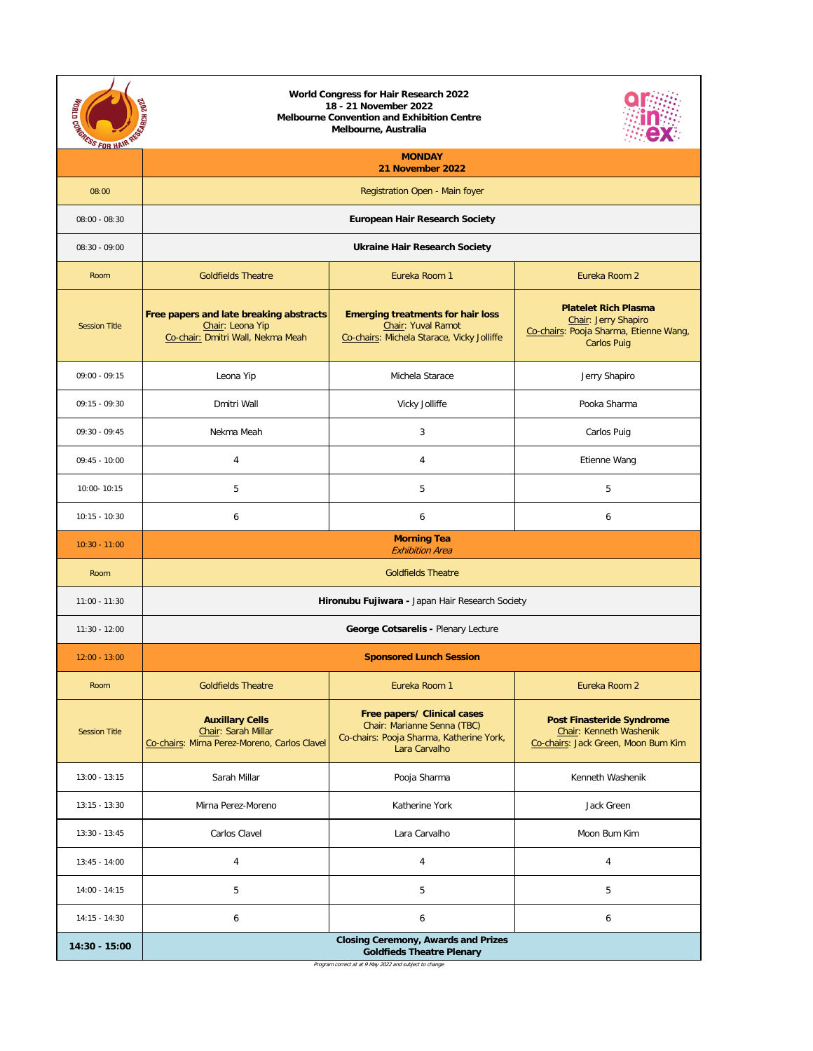**World Congress for Hair Research 2022**
**18 - 21 November 2022**
**Melbourne Convention and Exhibition Centre**
**Melbourne, Australia**

| | | | |
|---|---|---|---|
| | **MONDAY 21 November 2022** | | |
| 08:00 | Registration Open - Main foyer | | |
| 08:00 - 08:30 | **European Hair Research Society** | | |
| 08:30 - 09:00 | **Ukraine Hair Research Society** | | |
| Room | Goldfields Theatre | Eureka Room 1 | Eureka Room 2 |
| Session Title | **Free papers and late breaking abstracts** Chair: Leona Yip Co-chair: Dmitri Wall, Nekma Meah | **Emerging treatments for hair loss** Chair: Yuval Ramot Co-chairs: Michela Starace, Vicky Jolliffe | **Platelet Rich Plasma** Chair: Jerry Shapiro Co-chairs: Pooja Sharma, Etienne Wang, Carlos Puig |
| 09:00 - 09:15 | Leona Yip | Michela Starace | Jerry Shapiro |
| 09:15 - 09:30 | Dmitri Wall | Vicky Jolliffe | Pooka Sharma |
| 09:30 - 09:45 | Nekma Meah | 3 | Carlos Puig |
| 09:45 - 10:00 | 4 | 4 | Etienne Wang |
| 10:00- 10:15 | 5 | 5 | 5 |
| 10:15 - 10:30 | 6 | 6 | 6 |
| 10:30 - 11:00 | **Morning Tea** *Exhibition Area* | | |
| Room | Goldfields Theatre | | |
| 11:00 - 11:30 | **Hironubu Fujiwara -** Japan Hair Research Society | | |
| 11:30 - 12:00 | **George Cotsarelis -** Plenary Lecture | | |
| 12:00 - 13:00 | **Sponsored Lunch Session** | | |
| Room | Goldfields Theatre | Eureka Room 1 | Eureka Room 2 |
| Session Title | **Auxillary Cells** Chair: Sarah Millar Co-chairs: Mirna Perez-Moreno, Carlos Clavel | **Free papers/ Clinical cases** Chair: Marianne Senna (TBC) Co-chairs: Pooja Sharma, Katherine York, Lara Carvalho | **Post Finasteride Syndrome** Chair: Kenneth Washenik Co-chairs: Jack Green, Moon Bum Kim |
| 13:00 - 13:15 | Sarah Millar | Pooja Sharma | Kenneth Washenik |
| 13:15 - 13:30 | Mirna Perez-Moreno | Katherine York | Jack Green |
| 13:30 - 13:45 | Carlos Clavel | Lara Carvalho | Moon Bum Kim |
| 13:45 - 14:00 | 4 | 4 | 4 |
| 14:00 - 14:15 | 5 | 5 | 5 |
| 14:15 - 14:30 | 6 | 6 | 6 |
| **14:30 - 15:00** | **Closing Ceremony, Awards and Prizes Goldfieds Theatre Plenary** | | |

*Program correct at at 9 May 2022 and subject to change*